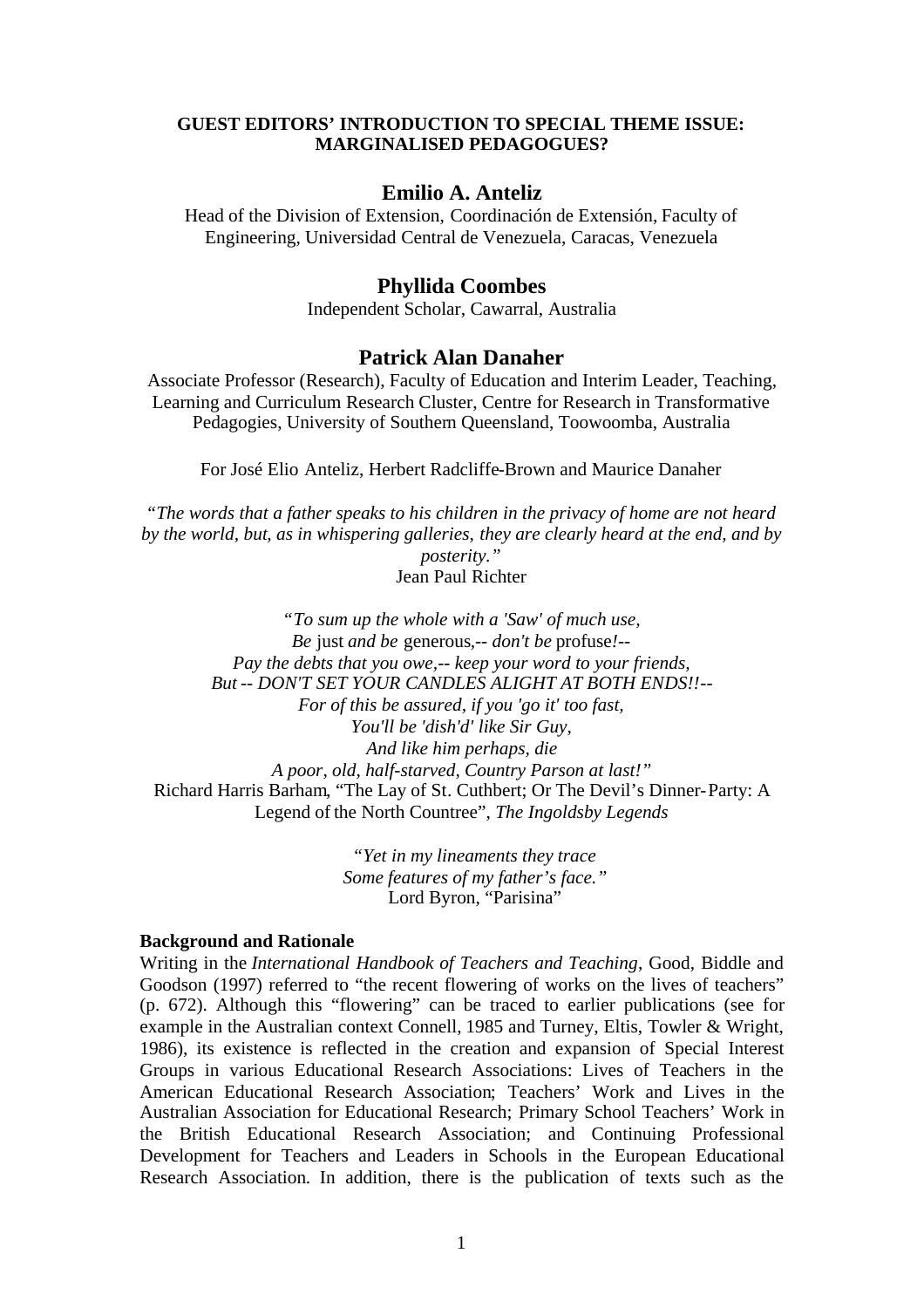# GUEST EDITORS' INTRODUCTION TO SPECIAL THEME ISSUE: MARGINALISED PEDAGOGUES?

## Emilio A. Anteliz

Head of the Division of Extension, Coordinación de Extensión, Faculty of Engineering, Universidad Central de Venezuela, Caracas, Venezuela

## Phyllida Coombes

Independent Scholar, Cawarral, Australia

## Patrick Alan Danaher

Associate Professor (Research), Faculty of Education and Interim Leader, Teaching, Learning and Curriculum Research Cluster, Centre for Research in Transformative Pedagogies, University of Southern Queensland, Toowoomba, Australia

For José Elio Anteliz, Herbert Radcliffe-Brown and Maurice Danaher

*"The words that a father speaks to his children in the privacy of home are not heard by the world, but, as in whispering galleries, they are clearly heard at the end, and by posterity."*
Jean Paul Richter

*"To sum up the whole with a 'Saw' of much use,*
*Be* just *and be* generous,-- *don't be* profuse*!--*
*Pay the debts that you owe,-- keep your word to your friends,*
*But -- DON'T SET YOUR CANDLES ALIGHT AT BOTH ENDS!!--*
*For of this be assured, if you 'go it' too fast,*
*You'll be 'dish'd' like Sir Guy,*
*And like him perhaps, die*
*A poor, old, half-starved, Country Parson at last!"*
Richard Harris Barham, "The Lay of St. Cuthbert; Or The Devil's Dinner-Party: A Legend of the North Countree", *The Ingoldsby Legends*

*"Yet in my lineaments they trace*
*Some features of my father's face."*
Lord Byron, "Parisina"

**Background and Rationale**

Writing in the *International Handbook of Teachers and Teaching*, Good, Biddle and Goodson (1997) referred to "the recent flowering of works on the lives of teachers" (p. 672). Although this "flowering" can be traced to earlier publications (see for example in the Australian context Connell, 1985 and Turney, Eltis, Towler & Wright, 1986), its existence is reflected in the creation and expansion of Special Interest Groups in various Educational Research Associations: Lives of Teachers in the American Educational Research Association; Teachers' Work and Lives in the Australian Association for Educational Research; Primary School Teachers' Work in the British Educational Research Association; and Continuing Professional Development for Teachers and Leaders in Schools in the European Educational Research Association. In addition, there is the publication of texts such as the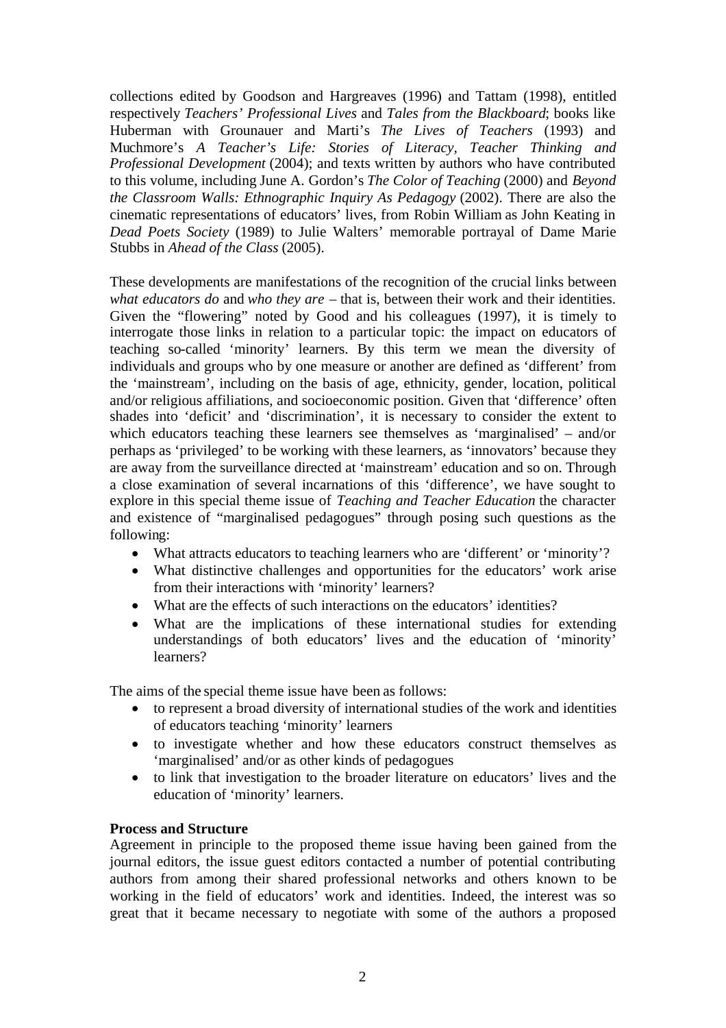collections edited by Goodson and Hargreaves (1996) and Tattam (1998), entitled respectively *Teachers' Professional Lives* and *Tales from the Blackboard*; books like Huberman with Grounauer and Marti's *The Lives of Teachers* (1993) and Muchmore's *A Teacher's Life: Stories of Literacy, Teacher Thinking and Professional Development* (2004); and texts written by authors who have contributed to this volume, including June A. Gordon's *The Color of Teaching* (2000) and *Beyond the Classroom Walls: Ethnographic Inquiry As Pedagogy* (2002). There are also the cinematic representations of educators' lives, from Robin William as John Keating in *Dead Poets Society* (1989) to Julie Walters' memorable portrayal of Dame Marie Stubbs in *Ahead of the Class* (2005).

These developments are manifestations of the recognition of the crucial links between *what educators do* and *who they are* – that is, between their work and their identities. Given the "flowering" noted by Good and his colleagues (1997), it is timely to interrogate those links in relation to a particular topic: the impact on educators of teaching so-called 'minority' learners. By this term we mean the diversity of individuals and groups who by one measure or another are defined as 'different' from the 'mainstream', including on the basis of age, ethnicity, gender, location, political and/or religious affiliations, and socioeconomic position. Given that 'difference' often shades into 'deficit' and 'discrimination', it is necessary to consider the extent to which educators teaching these learners see themselves as 'marginalised' – and/or perhaps as 'privileged' to be working with these learners, as 'innovators' because they are away from the surveillance directed at 'mainstream' education and so on. Through a close examination of several incarnations of this 'difference', we have sought to explore in this special theme issue of *Teaching and Teacher Education* the character and existence of "marginalised pedagogues" through posing such questions as the following:

- What attracts educators to teaching learners who are 'different' or 'minority'?
- What distinctive challenges and opportunities for the educators' work arise from their interactions with 'minority' learners?
- What are the effects of such interactions on the educators' identities?
- What are the implications of these international studies for extending understandings of both educators' lives and the education of 'minority' learners?

The aims of the special theme issue have been as follows:

- to represent a broad diversity of international studies of the work and identities of educators teaching 'minority' learners
- to investigate whether and how these educators construct themselves as 'marginalised' and/or as other kinds of pedagogues
- to link that investigation to the broader literature on educators' lives and the education of 'minority' learners.

**Process and Structure**

Agreement in principle to the proposed theme issue having been gained from the journal editors, the issue guest editors contacted a number of potential contributing authors from among their shared professional networks and others known to be working in the field of educators' work and identities. Indeed, the interest was so great that it became necessary to negotiate with some of the authors a proposed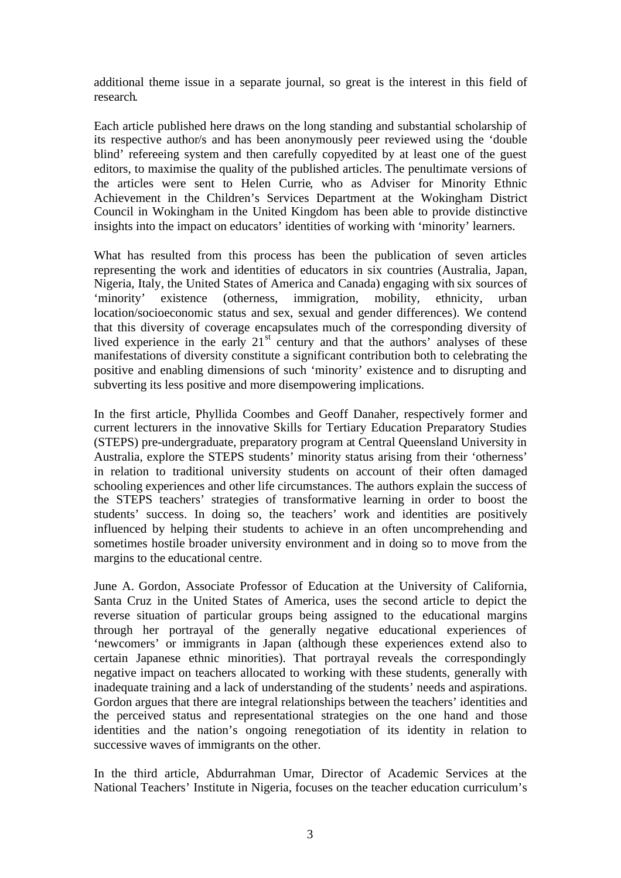additional theme issue in a separate journal, so great is the interest in this field of research.

Each article published here draws on the long standing and substantial scholarship of its respective author/s and has been anonymously peer reviewed using the 'double blind' refereeing system and then carefully copyedited by at least one of the guest editors, to maximise the quality of the published articles. The penultimate versions of the articles were sent to Helen Currie, who as Adviser for Minority Ethnic Achievement in the Children's Services Department at the Wokingham District Council in Wokingham in the United Kingdom has been able to provide distinctive insights into the impact on educators' identities of working with 'minority' learners.

What has resulted from this process has been the publication of seven articles representing the work and identities of educators in six countries (Australia, Japan, Nigeria, Italy, the United States of America and Canada) engaging with six sources of 'minority' existence (otherness, immigration, mobility, ethnicity, urban location/socioeconomic status and sex, sexual and gender differences). We contend that this diversity of coverage encapsulates much of the corresponding diversity of lived experience in the early 21st century and that the authors' analyses of these manifestations of diversity constitute a significant contribution both to celebrating the positive and enabling dimensions of such 'minority' existence and to disrupting and subverting its less positive and more disempowering implications.

In the first article, Phyllida Coombes and Geoff Danaher, respectively former and current lecturers in the innovative Skills for Tertiary Education Preparatory Studies (STEPS) pre-undergraduate, preparatory program at Central Queensland University in Australia, explore the STEPS students' minority status arising from their 'otherness' in relation to traditional university students on account of their often damaged schooling experiences and other life circumstances. The authors explain the success of the STEPS teachers' strategies of transformative learning in order to boost the students' success. In doing so, the teachers' work and identities are positively influenced by helping their students to achieve in an often uncomprehending and sometimes hostile broader university environment and in doing so to move from the margins to the educational centre.

June A. Gordon, Associate Professor of Education at the University of California, Santa Cruz in the United States of America, uses the second article to depict the reverse situation of particular groups being assigned to the educational margins through her portrayal of the generally negative educational experiences of 'newcomers' or immigrants in Japan (although these experiences extend also to certain Japanese ethnic minorities). That portrayal reveals the correspondingly negative impact on teachers allocated to working with these students, generally with inadequate training and a lack of understanding of the students' needs and aspirations. Gordon argues that there are integral relationships between the teachers' identities and the perceived status and representational strategies on the one hand and those identities and the nation's ongoing renegotiation of its identity in relation to successive waves of immigrants on the other.

In the third article, Abdurrahman Umar, Director of Academic Services at the National Teachers' Institute in Nigeria, focuses on the teacher education curriculum's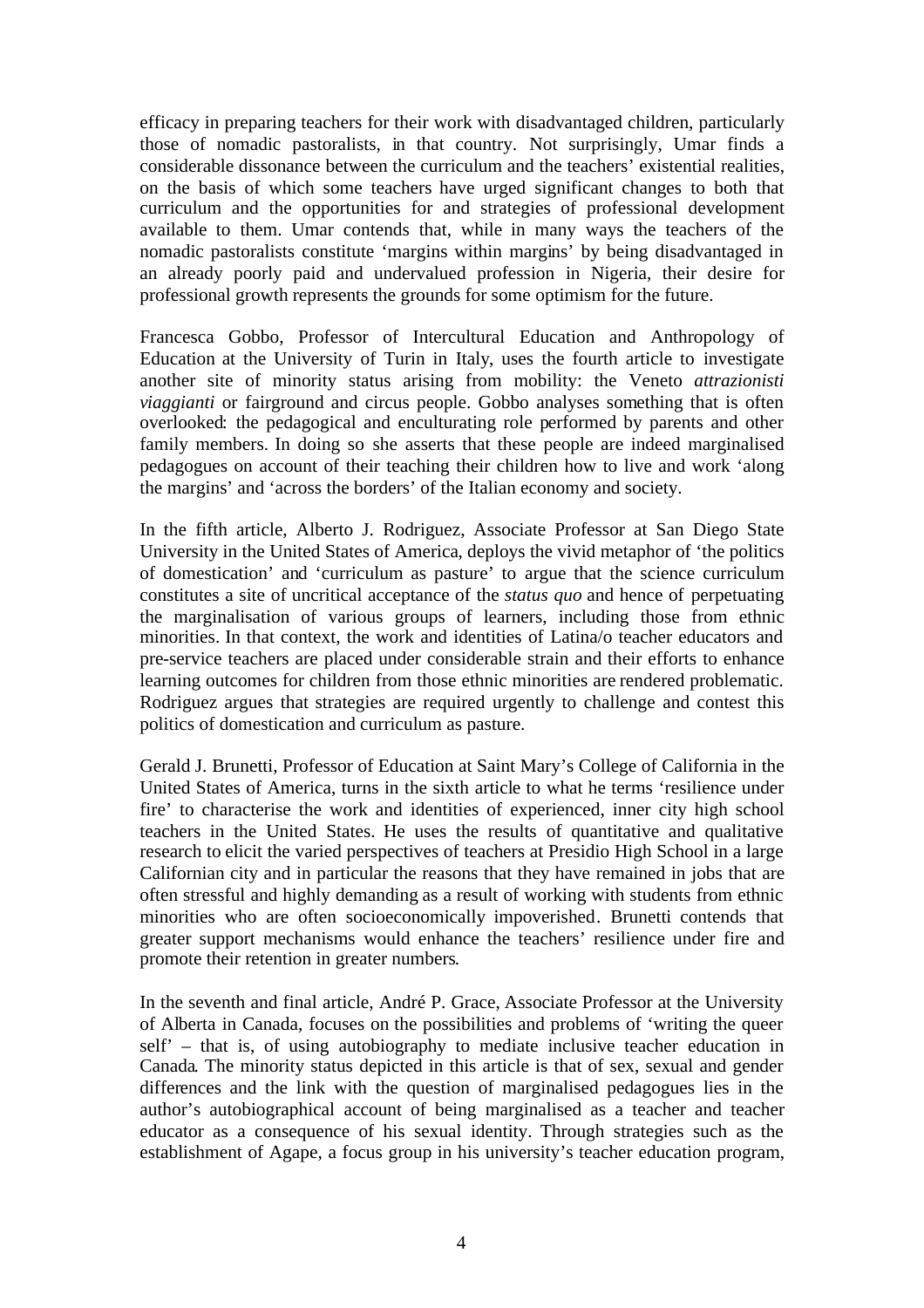efficacy in preparing teachers for their work with disadvantaged children, particularly those of nomadic pastoralists, in that country. Not surprisingly, Umar finds a considerable dissonance between the curriculum and the teachers' existential realities, on the basis of which some teachers have urged significant changes to both that curriculum and the opportunities for and strategies of professional development available to them. Umar contends that, while in many ways the teachers of the nomadic pastoralists constitute 'margins within margins' by being disadvantaged in an already poorly paid and undervalued profession in Nigeria, their desire for professional growth represents the grounds for some optimism for the future.

Francesca Gobbo, Professor of Intercultural Education and Anthropology of Education at the University of Turin in Italy, uses the fourth article to investigate another site of minority status arising from mobility: the Veneto *attrazionisti viaggianti* or fairground and circus people. Gobbo analyses something that is often overlooked: the pedagogical and enculturating role performed by parents and other family members. In doing so she asserts that these people are indeed marginalised pedagogues on account of their teaching their children how to live and work 'along the margins' and 'across the borders' of the Italian economy and society.

In the fifth article, Alberto J. Rodriguez, Associate Professor at San Diego State University in the United States of America, deploys the vivid metaphor of 'the politics of domestication' and 'curriculum as pasture' to argue that the science curriculum constitutes a site of uncritical acceptance of the *status quo* and hence of perpetuating the marginalisation of various groups of learners, including those from ethnic minorities. In that context, the work and identities of Latina/o teacher educators and pre-service teachers are placed under considerable strain and their efforts to enhance learning outcomes for children from those ethnic minorities are rendered problematic. Rodriguez argues that strategies are required urgently to challenge and contest this politics of domestication and curriculum as pasture.

Gerald J. Brunetti, Professor of Education at Saint Mary's College of California in the United States of America, turns in the sixth article to what he terms 'resilience under fire' to characterise the work and identities of experienced, inner city high school teachers in the United States. He uses the results of quantitative and qualitative research to elicit the varied perspectives of teachers at Presidio High School in a large Californian city and in particular the reasons that they have remained in jobs that are often stressful and highly demanding as a result of working with students from ethnic minorities who are often socioeconomically impoverished. Brunetti contends that greater support mechanisms would enhance the teachers' resilience under fire and promote their retention in greater numbers.

In the seventh and final article, André P. Grace, Associate Professor at the University of Alberta in Canada, focuses on the possibilities and problems of 'writing the queer self' – that is, of using autobiography to mediate inclusive teacher education in Canada. The minority status depicted in this article is that of sex, sexual and gender differences and the link with the question of marginalised pedagogues lies in the author's autobiographical account of being marginalised as a teacher and teacher educator as a consequence of his sexual identity. Through strategies such as the establishment of Agape, a focus group in his university's teacher education program,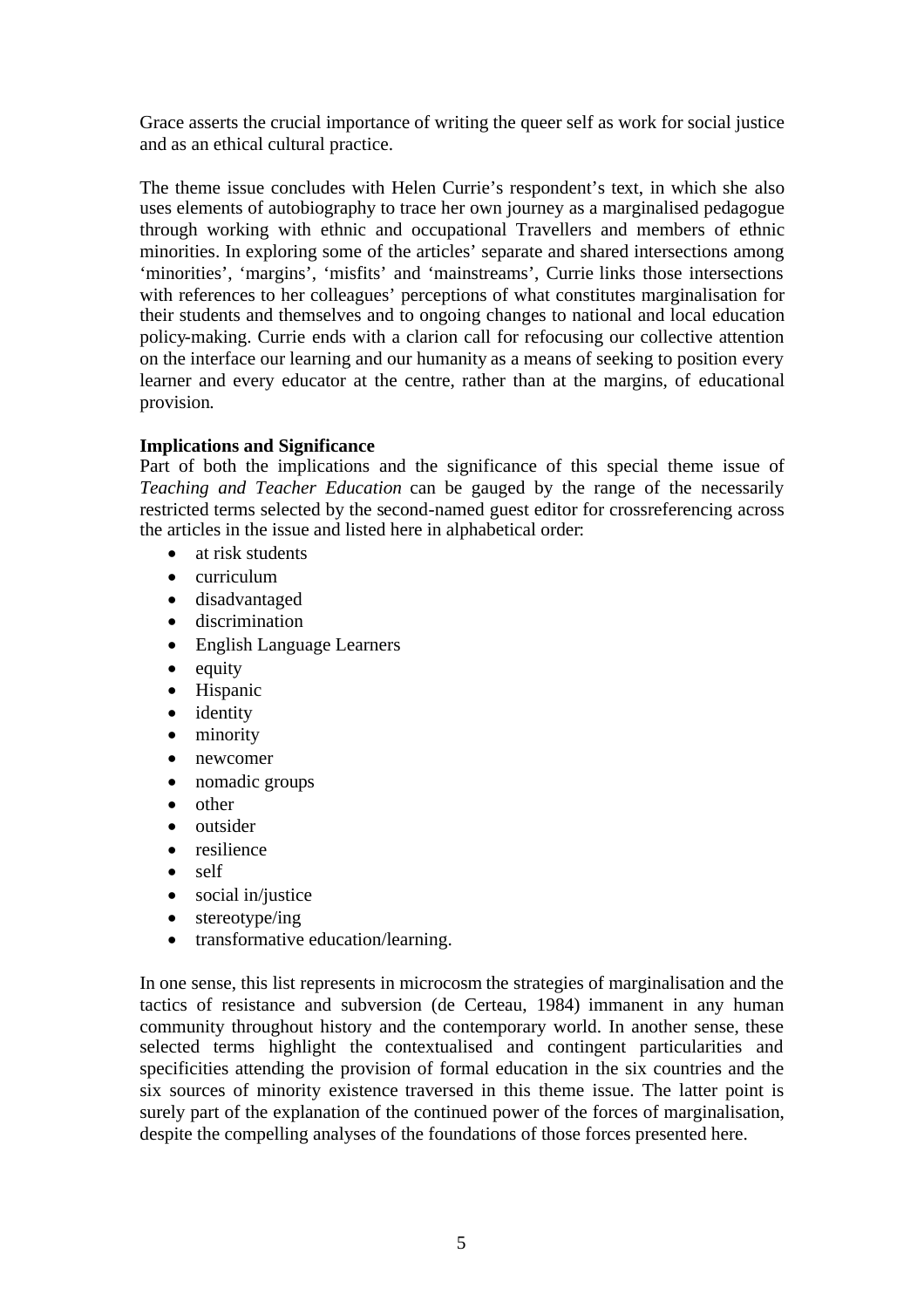Grace asserts the crucial importance of writing the queer self as work for social justice and as an ethical cultural practice.

The theme issue concludes with Helen Currie's respondent's text, in which she also uses elements of autobiography to trace her own journey as a marginalised pedagogue through working with ethnic and occupational Travellers and members of ethnic minorities. In exploring some of the articles' separate and shared intersections among 'minorities', 'margins', 'misfits' and 'mainstreams', Currie links those intersections with references to her colleagues' perceptions of what constitutes marginalisation for their students and themselves and to ongoing changes to national and local education policy-making. Currie ends with a clarion call for refocusing our collective attention on the interface our learning and our humanity as a means of seeking to position every learner and every educator at the centre, rather than at the margins, of educational provision.

**Implications and Significance**

Part of both the implications and the significance of this special theme issue of *Teaching and Teacher Education* can be gauged by the range of the necessarily restricted terms selected by the second-named guest editor for crossreferencing across the articles in the issue and listed here in alphabetical order:

- at risk students
- curriculum
- disadvantaged
- discrimination
- English Language Learners
- equity
- Hispanic
- identity
- minority
- newcomer
- nomadic groups
- other
- outsider
- resilience
- self
- social in/justice
- stereotype/ing
- transformative education/learning.

In one sense, this list represents in microcosm the strategies of marginalisation and the tactics of resistance and subversion (de Certeau, 1984) immanent in any human community throughout history and the contemporary world. In another sense, these selected terms highlight the contextualised and contingent particularities and specificities attending the provision of formal education in the six countries and the six sources of minority existence traversed in this theme issue. The latter point is surely part of the explanation of the continued power of the forces of marginalisation, despite the compelling analyses of the foundations of those forces presented here.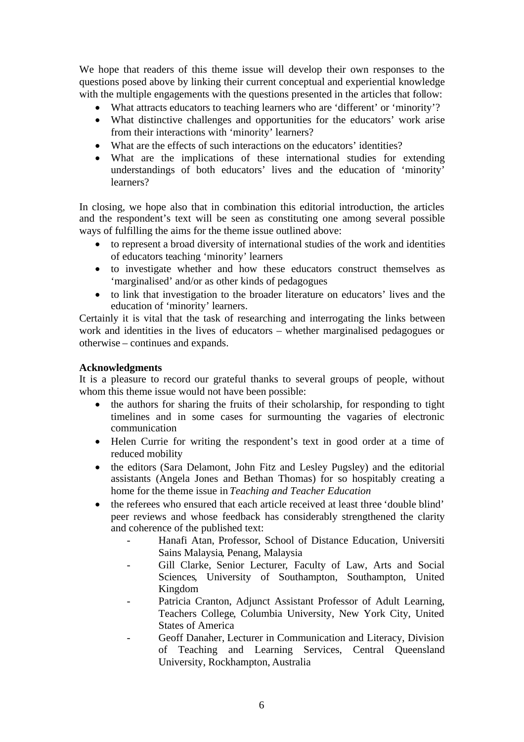We hope that readers of this theme issue will develop their own responses to the questions posed above by linking their current conceptual and experiential knowledge with the multiple engagements with the questions presented in the articles that follow:

- What attracts educators to teaching learners who are 'different' or 'minority'?
- What distinctive challenges and opportunities for the educators' work arise from their interactions with 'minority' learners?
- What are the effects of such interactions on the educators' identities?
- What are the implications of these international studies for extending understandings of both educators' lives and the education of 'minority' learners?

In closing, we hope also that in combination this editorial introduction, the articles and the respondent's text will be seen as constituting one among several possible ways of fulfilling the aims for the theme issue outlined above:

- to represent a broad diversity of international studies of the work and identities of educators teaching 'minority' learners
- to investigate whether and how these educators construct themselves as 'marginalised' and/or as other kinds of pedagogues
- to link that investigation to the broader literature on educators' lives and the education of 'minority' learners.

Certainly it is vital that the task of researching and interrogating the links between work and identities in the lives of educators – whether marginalised pedagogues or otherwise – continues and expands.

**Acknowledgments**

It is a pleasure to record our grateful thanks to several groups of people, without whom this theme issue would not have been possible:

- the authors for sharing the fruits of their scholarship, for responding to tight timelines and in some cases for surmounting the vagaries of electronic communication
- Helen Currie for writing the respondent's text in good order at a time of reduced mobility
- the editors (Sara Delamont, John Fitz and Lesley Pugsley) and the editorial assistants (Angela Jones and Bethan Thomas) for so hospitably creating a home for the theme issue in *Teaching and Teacher Education*
- the referees who ensured that each article received at least three 'double blind' peer reviews and whose feedback has considerably strengthened the clarity and coherence of the published text:
    - Hanafi Atan, Professor, School of Distance Education, Universiti Sains Malaysia, Penang, Malaysia
    - Gill Clarke, Senior Lecturer, Faculty of Law, Arts and Social Sciences, University of Southampton, Southampton, United Kingdom
    - Patricia Cranton, Adjunct Assistant Professor of Adult Learning, Teachers College, Columbia University, New York City, United States of America
    - Geoff Danaher, Lecturer in Communication and Literacy, Division of Teaching and Learning Services, Central Queensland University, Rockhampton, Australia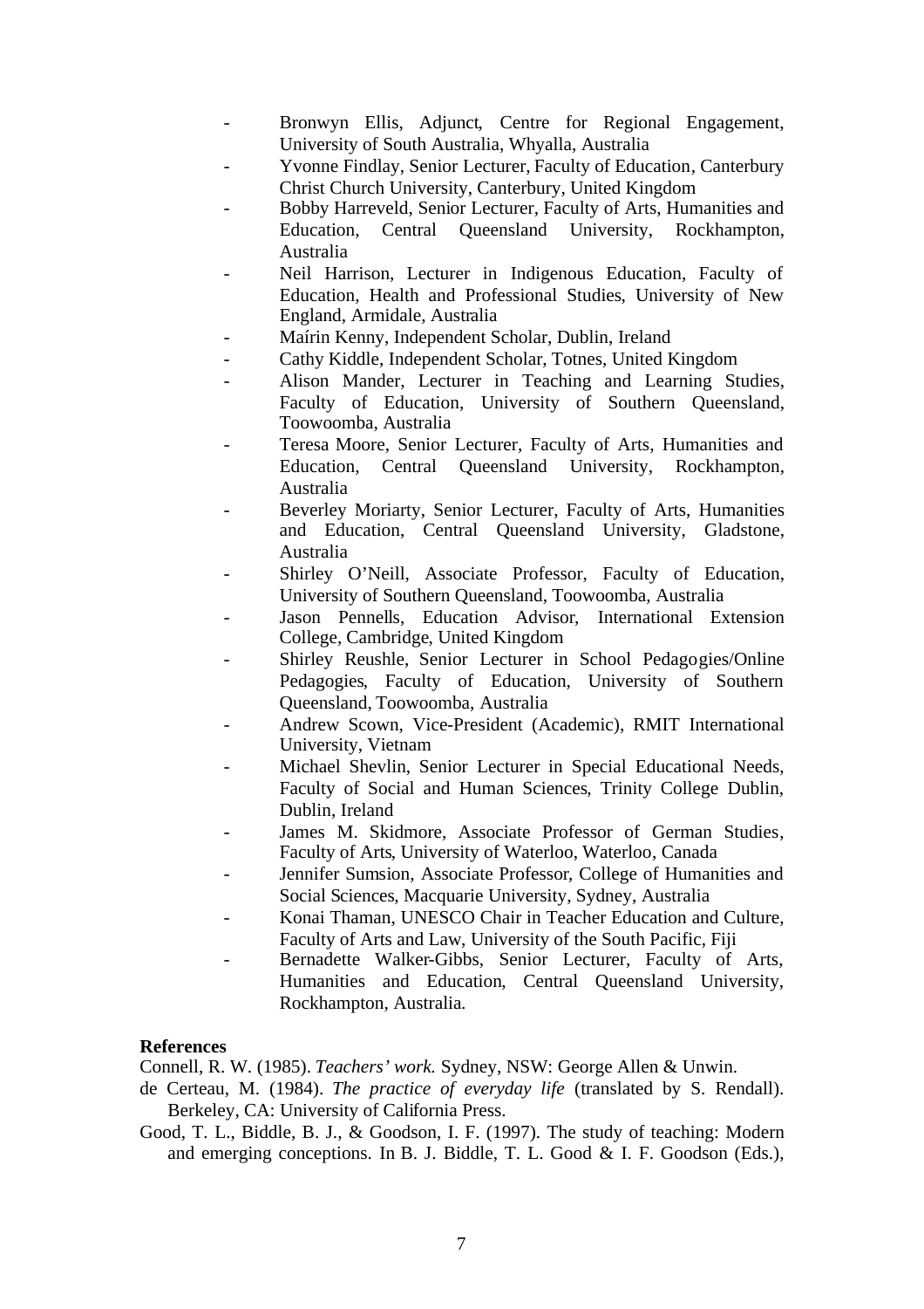- Bronwyn Ellis, Adjunct, Centre for Regional Engagement, University of South Australia, Whyalla, Australia
- Yvonne Findlay, Senior Lecturer, Faculty of Education, Canterbury Christ Church University, Canterbury, United Kingdom
- Bobby Harreveld, Senior Lecturer, Faculty of Arts, Humanities and Education, Central Queensland University, Rockhampton, Australia
- Neil Harrison, Lecturer in Indigenous Education, Faculty of Education, Health and Professional Studies, University of New England, Armidale, Australia
- Maírin Kenny, Independent Scholar, Dublin, Ireland
- Cathy Kiddle, Independent Scholar, Totnes, United Kingdom
- Alison Mander, Lecturer in Teaching and Learning Studies, Faculty of Education, University of Southern Queensland, Toowoomba, Australia
- Teresa Moore, Senior Lecturer, Faculty of Arts, Humanities and Education, Central Queensland University, Rockhampton, Australia
- Beverley Moriarty, Senior Lecturer, Faculty of Arts, Humanities and Education, Central Queensland University, Gladstone, Australia
- Shirley O'Neill, Associate Professor, Faculty of Education, University of Southern Queensland, Toowoomba, Australia
- Jason Pennells, Education Advisor, International Extension College, Cambridge, United Kingdom
- Shirley Reushle, Senior Lecturer in School Pedagogies/Online Pedagogies, Faculty of Education, University of Southern Queensland, Toowoomba, Australia
- Andrew Scown, Vice-President (Academic), RMIT International University, Vietnam
- Michael Shevlin, Senior Lecturer in Special Educational Needs, Faculty of Social and Human Sciences, Trinity College Dublin, Dublin, Ireland
- James M. Skidmore, Associate Professor of German Studies, Faculty of Arts, University of Waterloo, Waterloo, Canada
- Jennifer Sumsion, Associate Professor, College of Humanities and Social Sciences, Macquarie University, Sydney, Australia
- Konai Thaman, UNESCO Chair in Teacher Education and Culture, Faculty of Arts and Law, University of the South Pacific, Fiji
- Bernadette Walker-Gibbs, Senior Lecturer, Faculty of Arts, Humanities and Education, Central Queensland University, Rockhampton, Australia.

**References**

Connell, R. W. (1985). *Teachers' work.* Sydney, NSW: George Allen & Unwin.

de Certeau, M. (1984). *The practice of everyday life* (translated by S. Rendall). Berkeley, CA: University of California Press.

Good, T. L., Biddle, B. J., & Goodson, I. F. (1997). The study of teaching: Modern and emerging conceptions. In B. J. Biddle, T. L. Good & I. F. Goodson (Eds.),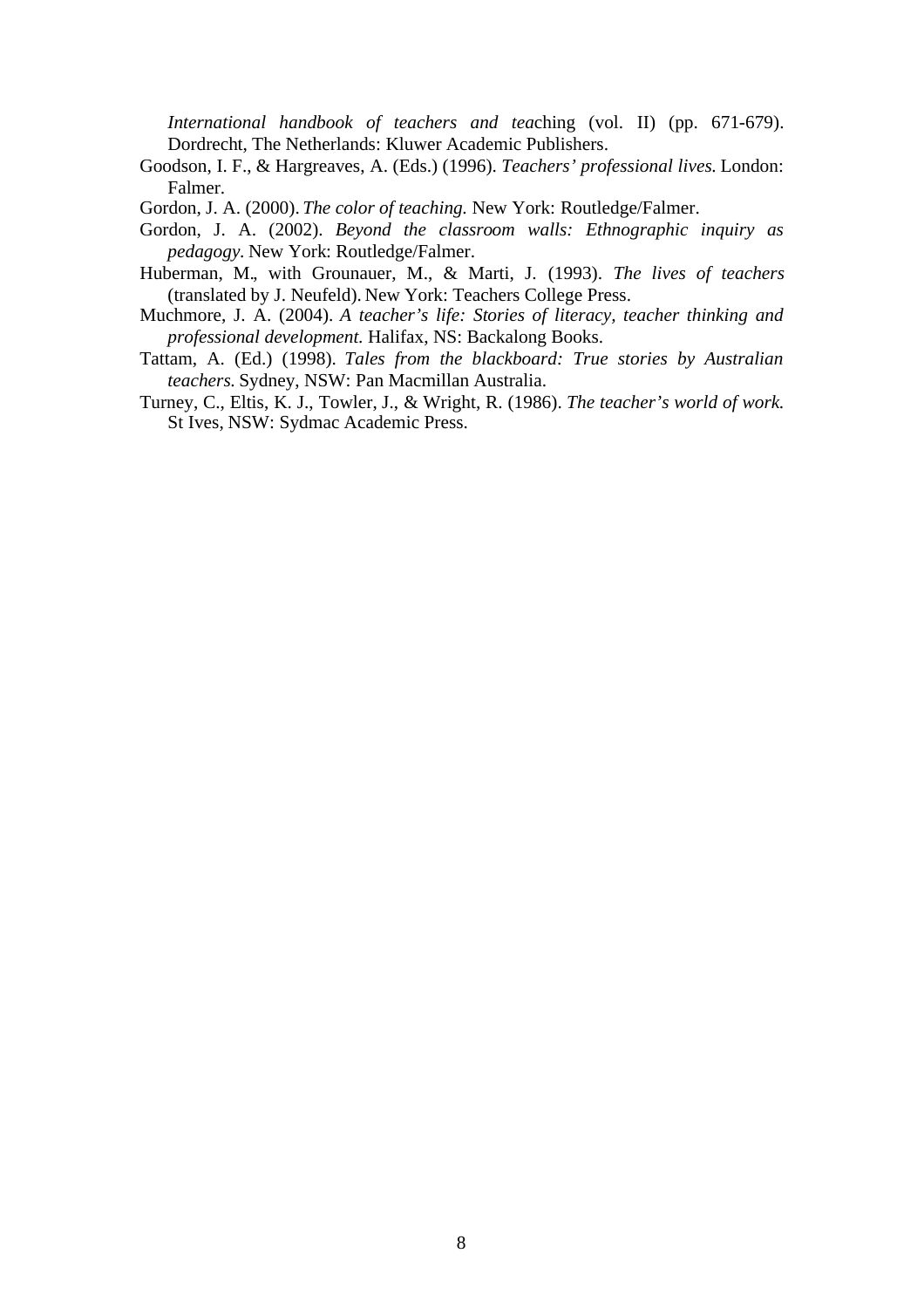*International handbook of teachers and tea*ching (vol. II) (pp. 671-679). Dordrecht, The Netherlands: Kluwer Academic Publishers.

Goodson, I. F., & Hargreaves, A. (Eds.) (1996). *Teachers' professional lives.* London: Falmer.

Gordon, J. A. (2000). *The color of teaching.* New York: Routledge/Falmer.

Gordon, J. A. (2002). *Beyond the classroom walls: Ethnographic inquiry as pedagogy*. New York: Routledge/Falmer.

Huberman, M., with Grounauer, M., & Marti, J. (1993). *The lives of teachers* (translated by J. Neufeld). New York: Teachers College Press.

Muchmore, J. A. (2004). *A teacher's life: Stories of literacy, teacher thinking and professional development.* Halifax, NS: Backalong Books.

Tattam, A. (Ed.) (1998). *Tales from the blackboard: True stories by Australian teachers.* Sydney, NSW: Pan Macmillan Australia.

Turney, C., Eltis, K. J., Towler, J., & Wright, R. (1986). *The teacher's world of work.* St Ives, NSW: Sydmac Academic Press.